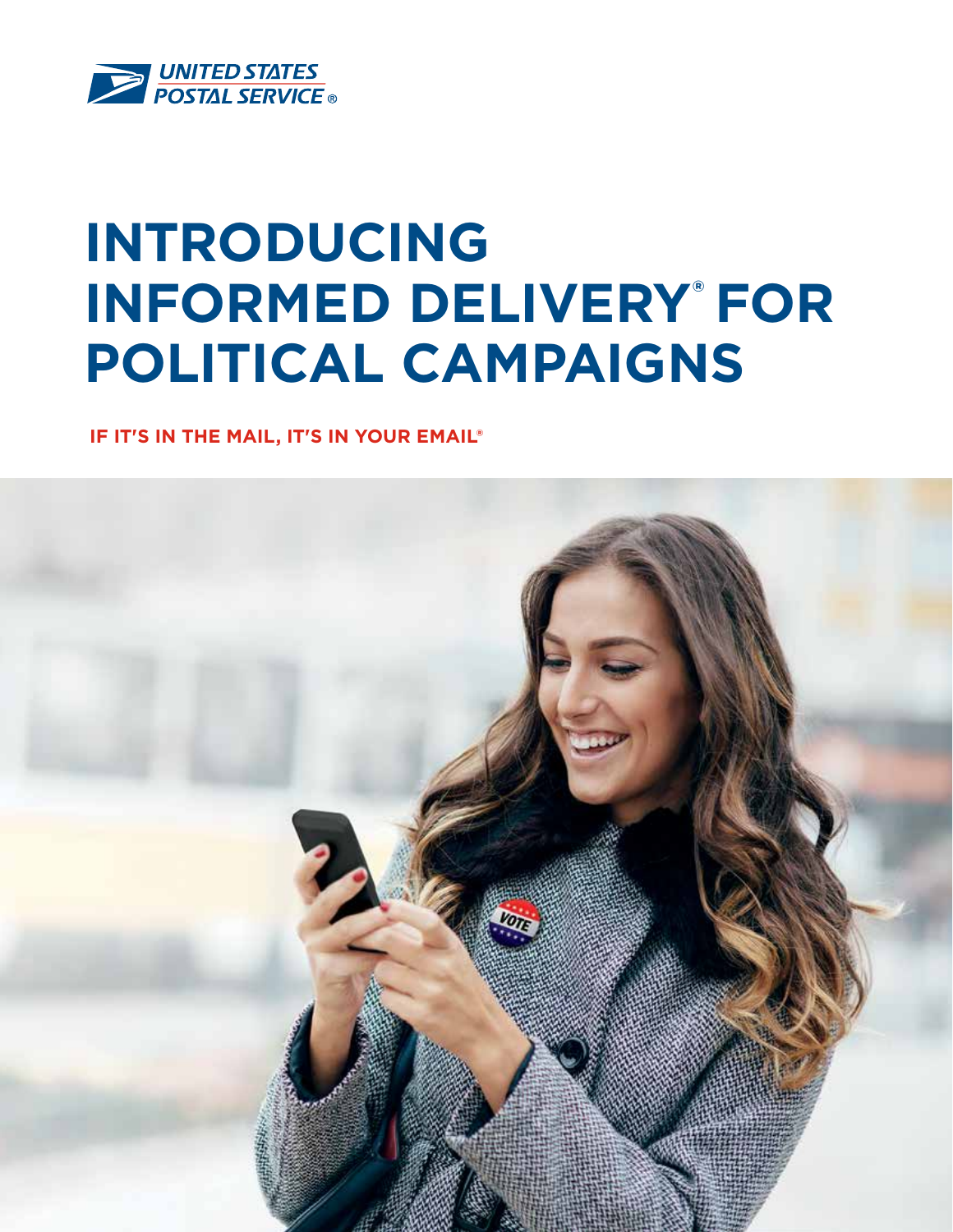UNITED STATES POSTAL SERVICE®

# INTRODUCING INFORMED DELIVERY® FOR POLITICAL CAMPAIGNS

**IF IT'S IN THE MAIL, IT'S IN YOUR EMAIL®**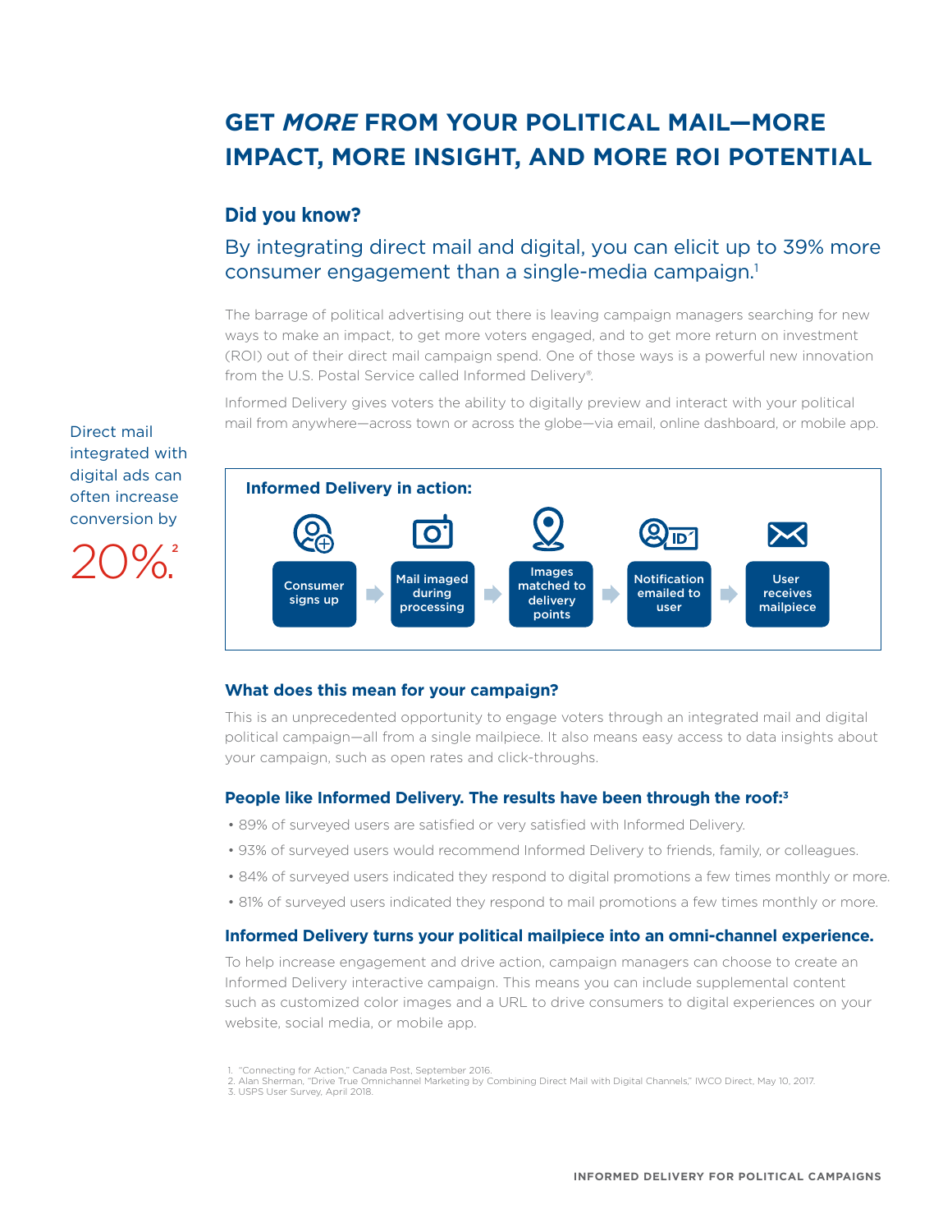# GET *MORE* FROM YOUR POLITICAL MAIL—MORE IMPACT, MORE INSIGHT, AND MORE ROI POTENTIAL

## Did you know?

By integrating direct mail and digital, you can elicit up to 39% more consumer engagement than a single-media campaign.[1]

The barrage of political advertising out there is leaving campaign managers searching for new ways to make an impact, to get more voters engaged, and to get more return on investment (ROI) out of their direct mail campaign spend. One of those ways is a powerful new innovation from the U.S. Postal Service called Informed Delivery®.

Informed Delivery gives voters the ability to digitally preview and interact with your political mail from anywhere—across town or across the globe—via email, online dashboard, or mobile app.

Direct mail integrated with digital ads can often increase conversion by

20%.[2]

**Informed Delivery in action:**

Consumer signs up → Mail imaged during processing → Images matched to delivery points → Notification emailed to user → User receives mailpiece

### What does this mean for your campaign?

This is an unprecedented opportunity to engage voters through an integrated mail and digital political campaign—all from a single mailpiece. It also means easy access to data insights about your campaign, such as open rates and click-throughs.

### People like Informed Delivery. The results have been through the roof:[3]

- 89% of surveyed users are satisfied or very satisfied with Informed Delivery.
- 93% of surveyed users would recommend Informed Delivery to friends, family, or colleagues.
- 84% of surveyed users indicated they respond to digital promotions a few times monthly or more.
- 81% of surveyed users indicated they respond to mail promotions a few times monthly or more.

### Informed Delivery turns your political mailpiece into an omni-channel experience.

To help increase engagement and drive action, campaign managers can choose to create an Informed Delivery interactive campaign. This means you can include supplemental content such as customized color images and a URL to drive consumers to digital experiences on your website, social media, or mobile app.

1. "Connecting for Action," Canada Post, September 2016.
2. Alan Sherman, "Drive True Omnichannel Marketing by Combining Direct Mail with Digital Channels," IWCO Direct, May 10, 2017.
3. USPS User Survey, April 2018.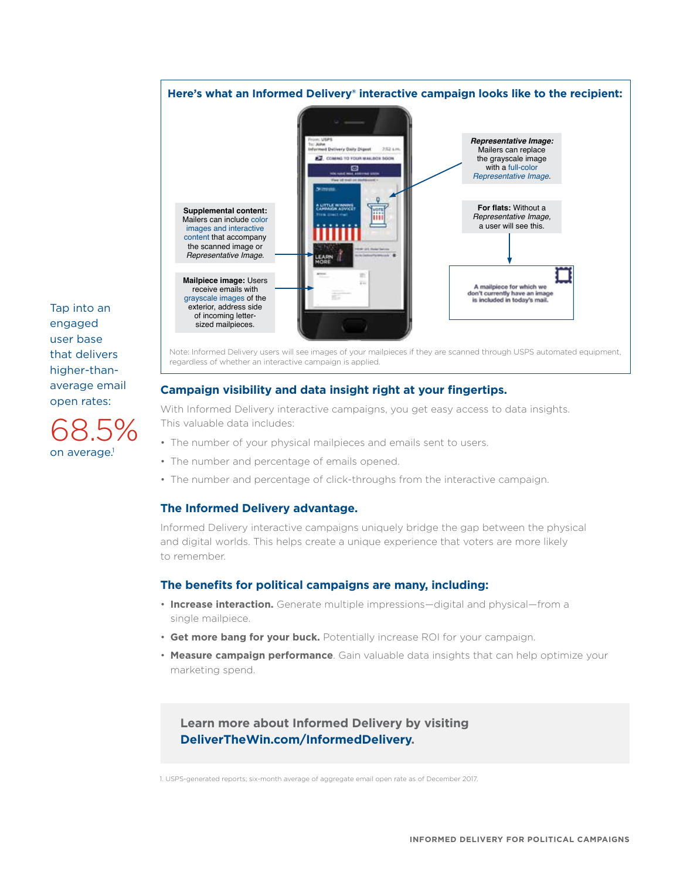## Here's what an Informed Delivery® interactive campaign looks like to the recipient:

**Supplemental content:** Mailers can include color images and interactive content that accompany the scanned image or *Representative Image.*

**Mailpiece image:** Users receive emails with grayscale images of the exterior, address side of incoming letter-sized mailpieces.

***Representative Image:*** Mailers can replace the grayscale image with a full-color *Representative Image.*

**For flats:** Without a *Representative Image,* a user will see this.

A mailpiece for which we don't currently have an image is included in today's mail.

Note: Informed Delivery users will see images of your mailpieces if they are scanned through USPS automated equipment, regardless of whether an interactive campaign is applied.

Tap into an engaged user base that delivers higher-than-average email open rates:

68.5% on average.[1]

## Campaign visibility and data insight right at your fingertips.

With Informed Delivery interactive campaigns, you get easy access to data insights. This valuable data includes:

- The number of your physical mailpieces and emails sent to users.
- The number and percentage of emails opened.
- The number and percentage of click-throughs from the interactive campaign.

## The Informed Delivery advantage.

Informed Delivery interactive campaigns uniquely bridge the gap between the physical and digital worlds. This helps create a unique experience that voters are more likely to remember.

## The benefits for political campaigns are many, including:

- **Increase interaction.** Generate multiple impressions—digital and physical—from a single mailpiece.
- **Get more bang for your buck.** Potentially increase ROI for your campaign.
- **Measure campaign performance**. Gain valuable data insights that can help optimize your marketing spend.

**Learn more about Informed Delivery by visiting DeliverTheWin.com/InformedDelivery.**

1. USPS-generated reports; six-month average of aggregate email open rate as of December 2017.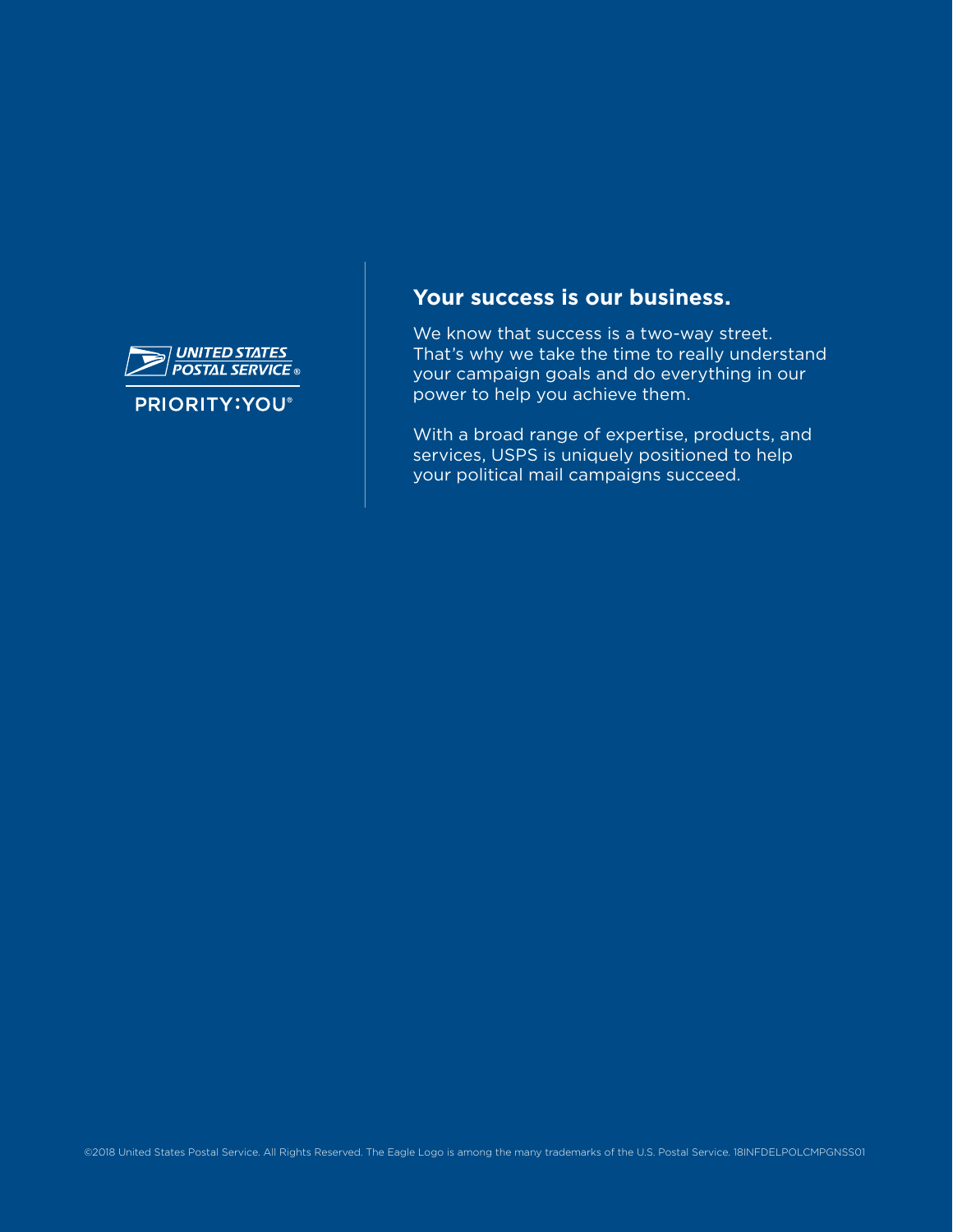UNITED STATES POSTAL SERVICE®

PRIORITY:YOU®

## Your success is our business.

We know that success is a two-way street. That's why we take the time to really understand your campaign goals and do everything in our power to help you achieve them.

With a broad range of expertise, products, and services, USPS is uniquely positioned to help your political mail campaigns succeed.

©2018 United States Postal Service. All Rights Reserved. The Eagle Logo is among the many trademarks of the U.S. Postal Service. 18INFDELPOLCMPGNSS01